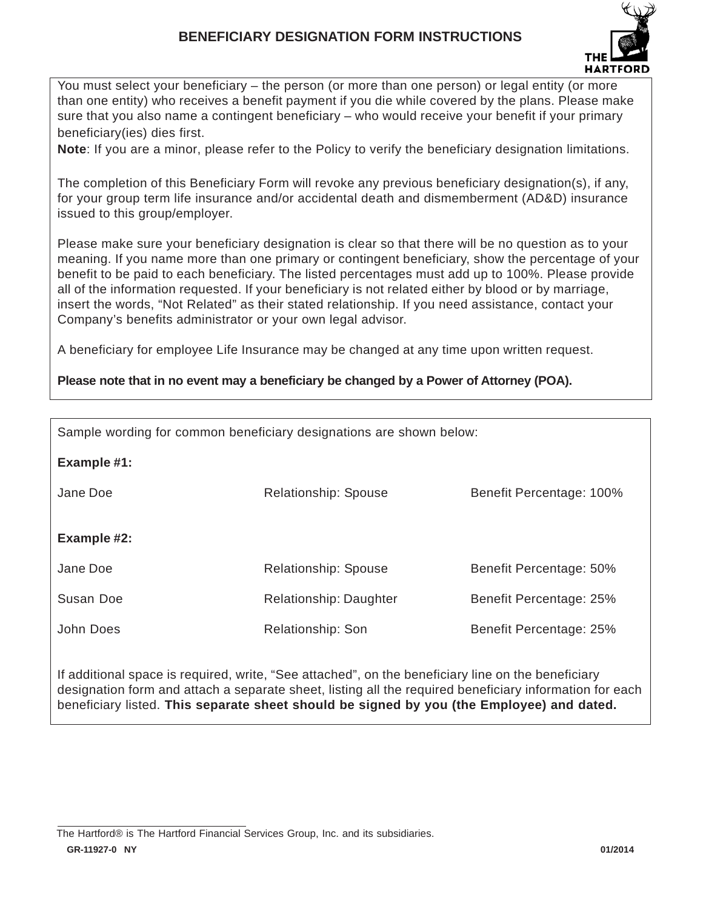# BENEFICIARY DESIGNATION FORM INSTRUCTIONS

You must select your beneficiary – the person (or more than one person) or legal entity (or more than one entity) who receives a benefit payment if you die while covered by the plans. Please make sure that you also name a contingent beneficiary – who would receive your benefit if your primary beneficiary(ies) dies first.

**Note**: If you are a minor, please refer to the Policy to verify the beneficiary designation limitations.

The completion of this Beneficiary Form will revoke any previous beneficiary designation(s), if any, for your group term life insurance and/or accidental death and dismemberment (AD&D) insurance issued to this group/employer.

Please make sure your beneficiary designation is clear so that there will be no question as to your meaning. If you name more than one primary or contingent beneficiary, show the percentage of your benefit to be paid to each beneficiary. The listed percentages must add up to 100%. Please provide all of the information requested. If your beneficiary is not related either by blood or by marriage, insert the words, "Not Related" as their stated relationship. If you need assistance, contact your Company's benefits administrator or your own legal advisor.

A beneficiary for employee Life Insurance may be changed at any time upon written request.

**Please note that in no event may a beneficiary be changed by a Power of Attorney (POA).**

Sample wording for common beneficiary designations are shown below:

**Example #1:**

| | | |
|---|---|---|
| Jane Doe | Relationship: Spouse | Benefit Percentage: 100% |

**Example #2:**

| | | |
|---|---|---|
| Jane Doe | Relationship: Spouse | Benefit Percentage: 50% |
| Susan Doe | Relationship: Daughter | Benefit Percentage: 25% |
| John Does | Relationship: Son | Benefit Percentage: 25% |

If additional space is required, write, "See attached", on the beneficiary line on the beneficiary designation form and attach a separate sheet, listing all the required beneficiary information for each beneficiary listed. **This separate sheet should be signed by you (the Employee) and dated.**

The Hartford® is The Hartford Financial Services Group, Inc. and its subsidiaries.

GR-11927-0 NY 01/2014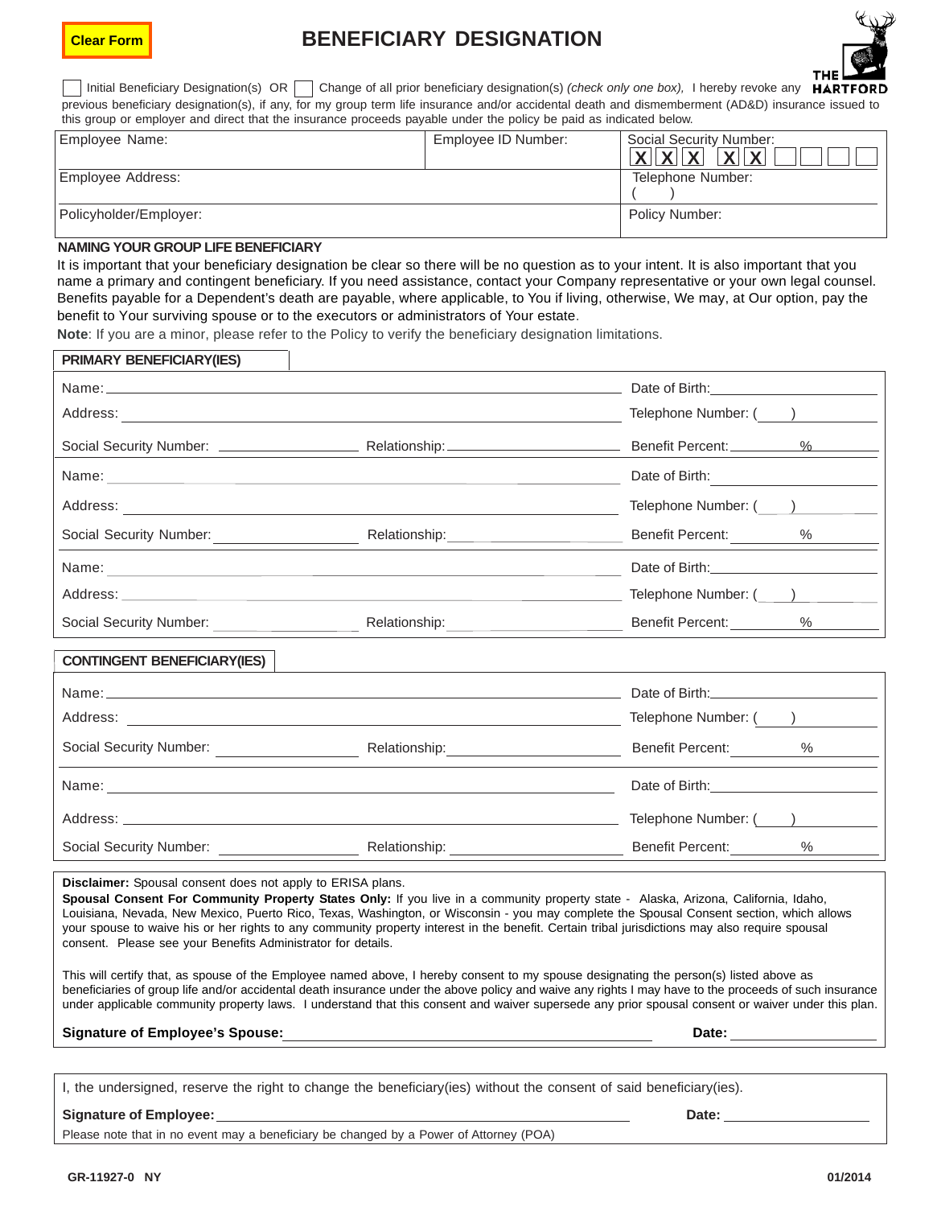Clear Form

# BENEFICIARY DESIGNATION

THE HARTFORD

☐ Initial Beneficiary Designation(s) OR ☐ Change of all prior beneficiary designation(s) *(check only one box),* I hereby revoke any previous beneficiary designation(s), if any, for my group term life insurance and/or accidental death and dismemberment (AD&D) insurance issued to this group or employer and direct that the insurance proceeds payable under the policy be paid as indicated below.

| | | |
|---|---|---|
| Employee Name: | Employee ID Number: | Social Security Number: X X X X X _ _ _ _ |
| Employee Address: | | Telephone Number: ( ) |
| Policyholder/Employer: | | Policy Number: |

**NAMING YOUR GROUP LIFE BENEFICIARY**

It is important that your beneficiary designation be clear so there will be no question as to your intent. It is also important that you name a primary and contingent beneficiary. If you need assistance, contact your Company representative or your own legal counsel. Benefits payable for a Dependent's death are payable, where applicable, to You if living, otherwise, We may, at Our option, pay the benefit to Your surviving spouse or to the executors or administrators of Your estate.

**Note**: If you are a minor, please refer to the Policy to verify the beneficiary designation limitations.

**PRIMARY BENEFICIARY(IES)**

Name: ______________________ Date of Birth: ____________
Address: ______________________ Telephone Number: ( )
Social Security Number: __________ Relationship: __________ Benefit Percent: ______ %

Name: ______________________ Date of Birth: ____________
Address: ______________________ Telephone Number: ( )
Social Security Number: __________ Relationship: __________ Benefit Percent: ______ %

Name: ______________________ Date of Birth: ____________
Address: ______________________ Telephone Number: ( )
Social Security Number: __________ Relationship: __________ Benefit Percent: ______ %

**CONTINGENT BENEFICIARY(IES)**

Name: ______________________ Date of Birth: ____________
Address: ______________________ Telephone Number: ( )
Social Security Number: __________ Relationship: __________ Benefit Percent: ______ %

Name: ______________________ Date of Birth: ____________
Address: ______________________ Telephone Number: ( )
Social Security Number: __________ Relationship: __________ Benefit Percent: ______ %

**Disclaimer:** Spousal consent does not apply to ERISA plans.

**Spousal Consent For Community Property States Only:** If you live in a community property state - Alaska, Arizona, California, Idaho, Louisiana, Nevada, New Mexico, Puerto Rico, Texas, Washington, or Wisconsin - you may complete the Spousal Consent section, which allows your spouse to waive his or her rights to any community property interest in the benefit. Certain tribal jurisdictions may also require spousal consent. Please see your Benefits Administrator for details.

This will certify that, as spouse of the Employee named above, I hereby consent to my spouse designating the person(s) listed above as beneficiaries of group life and/or accidental death insurance under the above policy and waive any rights I may have to the proceeds of such insurance under applicable community property laws. I understand that this consent and waiver supersede any prior spousal consent or waiver under this plan.

**Signature of Employee's Spouse:** ______________________ **Date:** ____________

I, the undersigned, reserve the right to change the beneficiary(ies) without the consent of said beneficiary(ies).

**Signature of Employee:** ______________________ **Date:** ____________

Please note that in no event may a beneficiary be changed by a Power of Attorney (POA)

**GR-11927-0 NY** **01/2014**